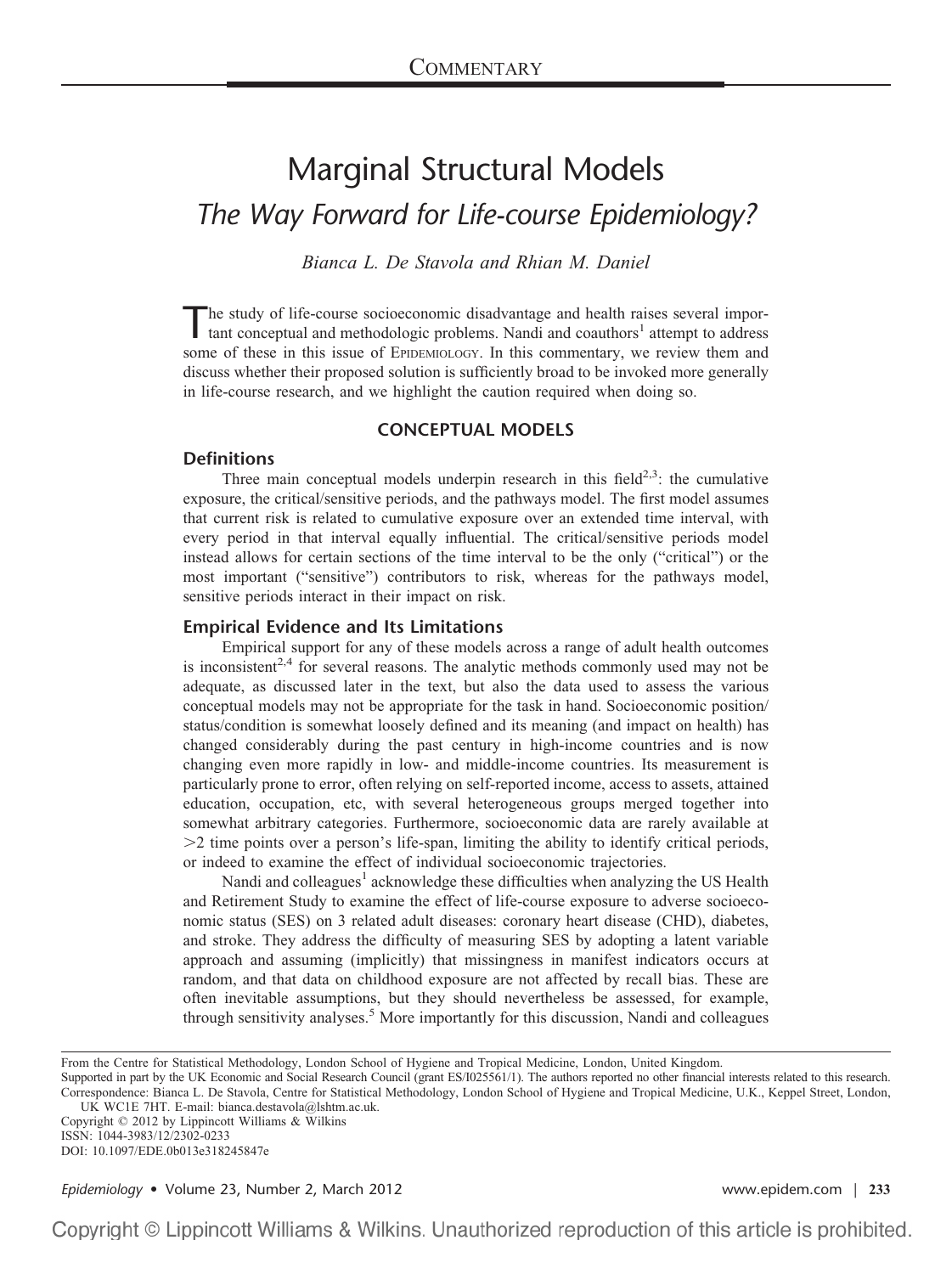COMMENTARY

# Marginal Structural Models

## *The Way Forward for Life-course Epidemiology?*

*Bianca L. De Stavola and Rhian M. Daniel*

The study of life-course socioeconomic disadvantage and health raises several important conceptual and methodologic problems. Nandi and coauthors[1] attempt to address some of these in this issue of EPIDEMIOLOGY. In this commentary, we review them and discuss whether their proposed solution is sufficiently broad to be invoked more generally in life-course research, and we highlight the caution required when doing so.

## CONCEPTUAL MODELS

### Definitions

Three main conceptual models underpin research in this field[2,3]: the cumulative exposure, the critical/sensitive periods, and the pathways model. The first model assumes that current risk is related to cumulative exposure over an extended time interval, with every period in that interval equally influential. The critical/sensitive periods model instead allows for certain sections of the time interval to be the only ("critical") or the most important ("sensitive") contributors to risk, whereas for the pathways model, sensitive periods interact in their impact on risk.

### Empirical Evidence and Its Limitations

Empirical support for any of these models across a range of adult health outcomes is inconsistent[2,4] for several reasons. The analytic methods commonly used may not be adequate, as discussed later in the text, but also the data used to assess the various conceptual models may not be appropriate for the task in hand. Socioeconomic position/status/condition is somewhat loosely defined and its meaning (and impact on health) has changed considerably during the past century in high-income countries and is now changing even more rapidly in low- and middle-income countries. Its measurement is particularly prone to error, often relying on self-reported income, access to assets, attained education, occupation, etc, with several heterogeneous groups merged together into somewhat arbitrary categories. Furthermore, socioeconomic data are rarely available at >2 time points over a person's life-span, limiting the ability to identify critical periods, or indeed to examine the effect of individual socioeconomic trajectories.

Nandi and colleagues[1] acknowledge these difficulties when analyzing the US Health and Retirement Study to examine the effect of life-course exposure to adverse socioeconomic status (SES) on 3 related adult diseases: coronary heart disease (CHD), diabetes, and stroke. They address the difficulty of measuring SES by adopting a latent variable approach and assuming (implicitly) that missingness in manifest indicators occurs at random, and that data on childhood exposure are not affected by recall bias. These are often inevitable assumptions, but they should nevertheless be assessed, for example, through sensitivity analyses.[5] More importantly for this discussion, Nandi and colleagues

From the Centre for Statistical Methodology, London School of Hygiene and Tropical Medicine, London, United Kingdom.
Supported in part by the UK Economic and Social Research Council (grant ES/I025561/1). The authors reported no other financial interests related to this research.
Correspondence: Bianca L. De Stavola, Centre for Statistical Methodology, London School of Hygiene and Tropical Medicine, U.K., Keppel Street, London, UK WC1E 7HT. E-mail: bianca.destavola@lshtm.ac.uk.
Copyright © 2012 by Lippincott Williams & Wilkins
ISSN: 1044-3983/12/2302-0233
DOI: 10.1097/EDE.0b013e318245847e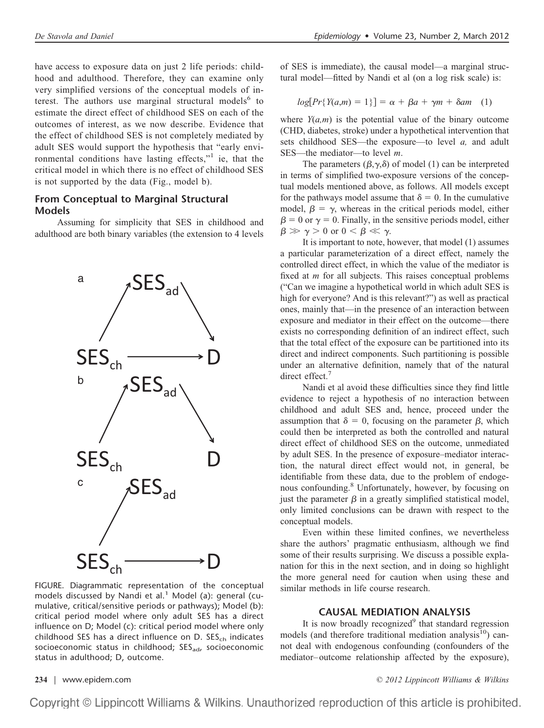have access to exposure data on just 2 life periods: childhood and adulthood. Therefore, they can examine only very simplified versions of the conceptual models of interest. The authors use marginal structural models[6] to estimate the direct effect of childhood SES on each of the outcomes of interest, as we now describe. Evidence that the effect of childhood SES is not completely mediated by adult SES would support the hypothesis that "early environmental conditions have lasting effects,"[1] ie, that the critical model in which there is no effect of childhood SES is not supported by the data (Fig., model b).

## From Conceptual to Marginal Structural Models

Assuming for simplicity that SES in childhood and adulthood are both binary variables (the extension to 4 levels of SES is immediate), the causal model—a marginal structural model—fitted by Nandi et al (on a log risk scale) is:

$$log[Pr\{Y(a,m) = 1\}] = \alpha + \beta a + \gamma m + \delta am \quad (1)$$

where $Y(a,m)$ is the potential value of the binary outcome (CHD, diabetes, stroke) under a hypothetical intervention that sets childhood SES—the exposure—to level $a$, and adult SES—the mediator—to level $m$.

The parameters $(\beta,\gamma,\delta)$ of model (1) can be interpreted in terms of simplified two-exposure versions of the conceptual models mentioned above, as follows. All models except for the pathways model assume that $\delta = 0$. In the cumulative model, $\beta = \gamma$, whereas in the critical periods model, either $\beta = 0$ or $\gamma = 0$. Finally, in the sensitive periods model, either $\beta \gg \gamma > 0$ or $0 < \beta \ll \gamma$.

It is important to note, however, that model (1) assumes a particular parameterization of a direct effect, namely the controlled direct effect, in which the value of the mediator is fixed at $m$ for all subjects. This raises conceptual problems ("Can we imagine a hypothetical world in which adult SES is high for everyone? And is this relevant?") as well as practical ones, mainly that—in the presence of an interaction between exposure and mediator in their effect on the outcome—there exists no corresponding definition of an indirect effect, such that the total effect of the exposure can be partitioned into its direct and indirect components. Such partitioning is possible under an alternative definition, namely that of the natural direct effect.[7]

Nandi et al avoid these difficulties since they find little evidence to reject a hypothesis of no interaction between childhood and adult SES and, hence, proceed under the assumption that $\delta = 0$, focusing on the parameter $\beta$, which could then be interpreted as both the controlled and natural direct effect of childhood SES on the outcome, unmediated by adult SES. In the presence of exposure–mediator interaction, the natural direct effect would not, in general, be identifiable from these data, due to the problem of endogenous confounding.[8] Unfortunately, however, by focusing on just the parameter $\beta$ in a greatly simplified statistical model, only limited conclusions can be drawn with respect to the conceptual models.

Even within these limited confines, we nevertheless share the authors' pragmatic enthusiasm, although we find some of their results surprising. We discuss a possible explanation for this in the next section, and in doing so highlight the more general need for caution when using these and similar methods in life course research.

FIGURE. Diagrammatic representation of the conceptual models discussed by Nandi et al.[1] Model (a): general (cumulative, critical/sensitive periods or pathways); Model (b): critical period model where only adult SES has a direct influence on D; Model (c): critical period model where only childhood SES has a direct influence on D. $SES_{ch}$ indicates socioeconomic status in childhood; $SES_{ad}$, socioeconomic status in adulthood; D, outcome.

## CAUSAL MEDIATION ANALYSIS

It is now broadly recognized[9] that standard regression models (and therefore traditional mediation analysis[10]) cannot deal with endogenous confounding (confounders of the mediator–outcome relationship affected by the exposure),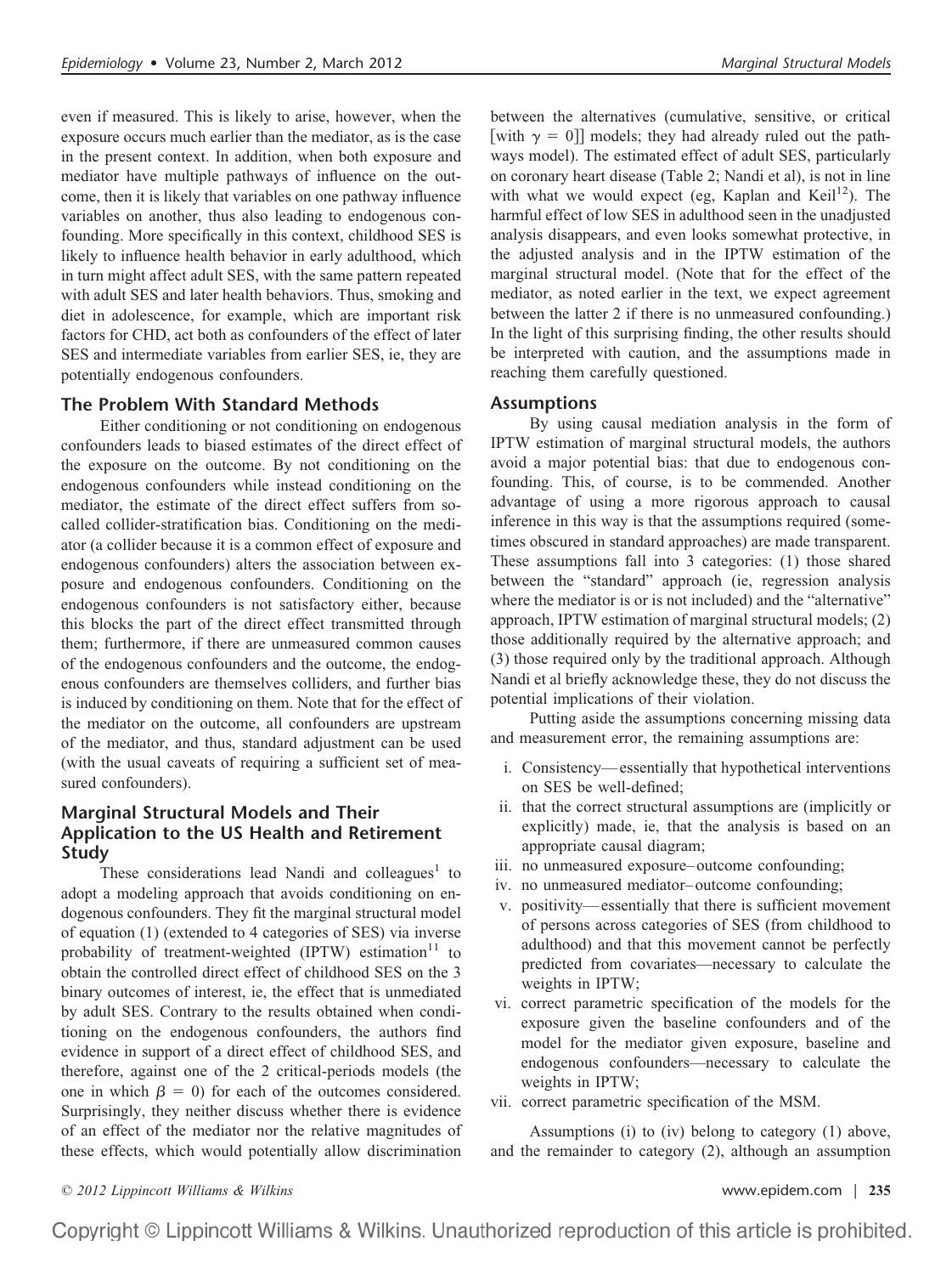even if measured. This is likely to arise, however, when the exposure occurs much earlier than the mediator, as is the case in the present context. In addition, when both exposure and mediator have multiple pathways of influence on the outcome, then it is likely that variables on one pathway influence variables on another, thus also leading to endogenous confounding. More specifically in this context, childhood SES is likely to influence health behavior in early adulthood, which in turn might affect adult SES, with the same pattern repeated with adult SES and later health behaviors. Thus, smoking and diet in adolescence, for example, which are important risk factors for CHD, act both as confounders of the effect of later SES and intermediate variables from earlier SES, ie, they are potentially endogenous confounders.

## The Problem With Standard Methods

Either conditioning or not conditioning on endogenous confounders leads to biased estimates of the direct effect of the exposure on the outcome. By not conditioning on the endogenous confounders while instead conditioning on the mediator, the estimate of the direct effect suffers from so-called collider-stratification bias. Conditioning on the mediator (a collider because it is a common effect of exposure and endogenous confounders) alters the association between exposure and endogenous confounders. Conditioning on the endogenous confounders is not satisfactory either, because this blocks the part of the direct effect transmitted through them; furthermore, if there are unmeasured common causes of the endogenous confounders and the outcome, the endogenous confounders are themselves colliders, and further bias is induced by conditioning on them. Note that for the effect of the mediator on the outcome, all confounders are upstream of the mediator, and thus, standard adjustment can be used (with the usual caveats of requiring a sufficient set of measured confounders).

## Marginal Structural Models and Their Application to the US Health and Retirement Study

These considerations lead Nandi and colleagues[1] to adopt a modeling approach that avoids conditioning on endogenous confounders. They fit the marginal structural model of equation (1) (extended to 4 categories of SES) via inverse probability of treatment-weighted (IPTW) estimation[11] to obtain the controlled direct effect of childhood SES on the 3 binary outcomes of interest, ie, the effect that is unmediated by adult SES. Contrary to the results obtained when conditioning on the endogenous confounders, the authors find evidence in support of a direct effect of childhood SES, and therefore, against one of the 2 critical-periods models (the one in which $\beta = 0$) for each of the outcomes considered. Surprisingly, they neither discuss whether there is evidence of an effect of the mediator nor the relative magnitudes of these effects, which would potentially allow discrimination between the alternatives (cumulative, sensitive, or critical [with $\gamma = 0$]] models; they had already ruled out the pathways model). The estimated effect of adult SES, particularly on coronary heart disease (Table 2; Nandi et al), is not in line with what we would expect (eg, Kaplan and Keil[12]). The harmful effect of low SES in adulthood seen in the unadjusted analysis disappears, and even looks somewhat protective, in the adjusted analysis and in the IPTW estimation of the marginal structural model. (Note that for the effect of the mediator, as noted earlier in the text, we expect agreement between the latter 2 if there is no unmeasured confounding.) In the light of this surprising finding, the other results should be interpreted with caution, and the assumptions made in reaching them carefully questioned.

## Assumptions

By using causal mediation analysis in the form of IPTW estimation of marginal structural models, the authors avoid a major potential bias: that due to endogenous confounding. This, of course, is to be commended. Another advantage of using a more rigorous approach to causal inference in this way is that the assumptions required (sometimes obscured in standard approaches) are made transparent. These assumptions fall into 3 categories: (1) those shared between the "standard" approach (ie, regression analysis where the mediator is or is not included) and the "alternative" approach, IPTW estimation of marginal structural models; (2) those additionally required by the alternative approach; and (3) those required only by the traditional approach. Although Nandi et al briefly acknowledge these, they do not discuss the potential implications of their violation.

Putting aside the assumptions concerning missing data and measurement error, the remaining assumptions are:

i. Consistency—essentially that hypothetical interventions on SES be well-defined;
ii. that the correct structural assumptions are (implicitly or explicitly) made, ie, that the analysis is based on an appropriate causal diagram;
iii. no unmeasured exposure–outcome confounding;
iv. no unmeasured mediator–outcome confounding;
v. positivity—essentially that there is sufficient movement of persons across categories of SES (from childhood to adulthood) and that this movement cannot be perfectly predicted from covariates—necessary to calculate the weights in IPTW;
vi. correct parametric specification of the models for the exposure given the baseline confounders and of the model for the mediator given exposure, baseline and endogenous confounders—necessary to calculate the weights in IPTW;
vii. correct parametric specification of the MSM.

Assumptions (i) to (iv) belong to category (1) above, and the remainder to category (2), although an assumption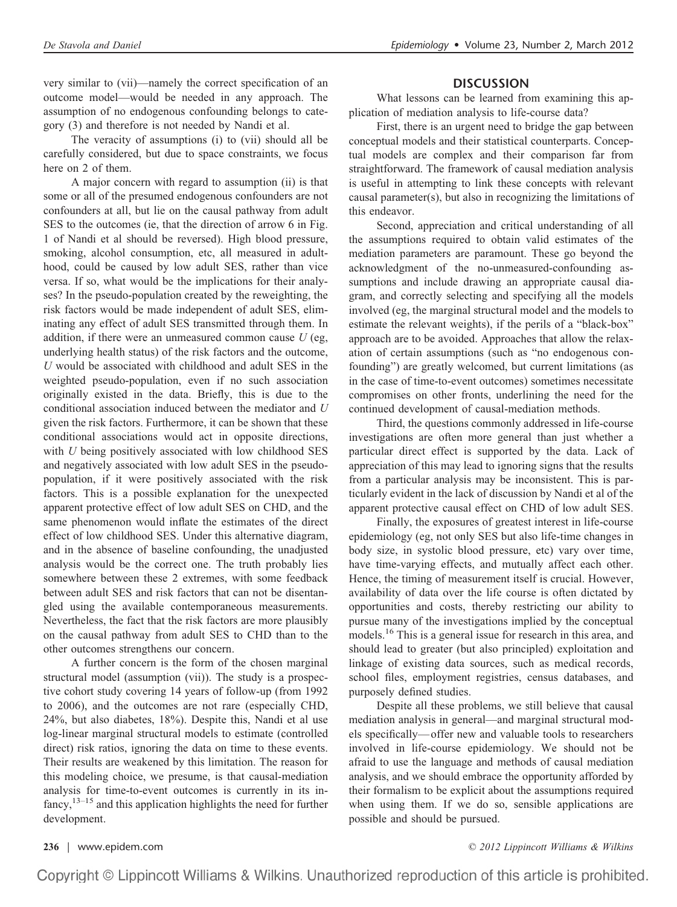very similar to (vii)—namely the correct specification of an outcome model—would be needed in any approach. The assumption of no endogenous confounding belongs to category (3) and therefore is not needed by Nandi et al.

The veracity of assumptions (i) to (vii) should all be carefully considered, but due to space constraints, we focus here on 2 of them.

A major concern with regard to assumption (ii) is that some or all of the presumed endogenous confounders are not confounders at all, but lie on the causal pathway from adult SES to the outcomes (ie, that the direction of arrow 6 in Fig. 1 of Nandi et al should be reversed). High blood pressure, smoking, alcohol consumption, etc, all measured in adulthood, could be caused by low adult SES, rather than vice versa. If so, what would be the implications for their analyses? In the pseudo-population created by the reweighting, the risk factors would be made independent of adult SES, eliminating any effect of adult SES transmitted through them. In addition, if there were an unmeasured common cause $U$ (eg, underlying health status) of the risk factors and the outcome, $U$ would be associated with childhood and adult SES in the weighted pseudo-population, even if no such association originally existed in the data. Briefly, this is due to the conditional association induced between the mediator and $U$ given the risk factors. Furthermore, it can be shown that these conditional associations would act in opposite directions, with $U$ being positively associated with low childhood SES and negatively associated with low adult SES in the pseudo-population, if it were positively associated with the risk factors. This is a possible explanation for the unexpected apparent protective effect of low adult SES on CHD, and the same phenomenon would inflate the estimates of the direct effect of low childhood SES. Under this alternative diagram, and in the absence of baseline confounding, the unadjusted analysis would be the correct one. The truth probably lies somewhere between these 2 extremes, with some feedback between adult SES and risk factors that can not be disentangled using the available contemporaneous measurements. Nevertheless, the fact that the risk factors are more plausibly on the causal pathway from adult SES to CHD than to the other outcomes strengthens our concern.

A further concern is the form of the chosen marginal structural model (assumption (vii)). The study is a prospective cohort study covering 14 years of follow-up (from 1992 to 2006), and the outcomes are not rare (especially CHD, 24%, but also diabetes, 18%). Despite this, Nandi et al use log-linear marginal structural models to estimate (controlled direct) risk ratios, ignoring the data on time to these events. Their results are weakened by this limitation. The reason for this modeling choice, we presume, is that causal-mediation analysis for time-to-event outcomes is currently in its infancy,[13–15] and this application highlights the need for further development.

## DISCUSSION

What lessons can be learned from examining this application of mediation analysis to life-course data?

First, there is an urgent need to bridge the gap between conceptual models and their statistical counterparts. Conceptual models are complex and their comparison far from straightforward. The framework of causal mediation analysis is useful in attempting to link these concepts with relevant causal parameter(s), but also in recognizing the limitations of this endeavor.

Second, appreciation and critical understanding of all the assumptions required to obtain valid estimates of the mediation parameters are paramount. These go beyond the acknowledgment of the no-unmeasured-confounding assumptions and include drawing an appropriate causal diagram, and correctly selecting and specifying all the models involved (eg, the marginal structural model and the models to estimate the relevant weights), if the perils of a "black-box" approach are to be avoided. Approaches that allow the relaxation of certain assumptions (such as "no endogenous confounding") are greatly welcomed, but current limitations (as in the case of time-to-event outcomes) sometimes necessitate compromises on other fronts, underlining the need for the continued development of causal-mediation methods.

Third, the questions commonly addressed in life-course investigations are often more general than just whether a particular direct effect is supported by the data. Lack of appreciation of this may lead to ignoring signs that the results from a particular analysis may be inconsistent. This is particularly evident in the lack of discussion by Nandi et al of the apparent protective causal effect on CHD of low adult SES.

Finally, the exposures of greatest interest in life-course epidemiology (eg, not only SES but also life-time changes in body size, in systolic blood pressure, etc) vary over time, have time-varying effects, and mutually affect each other. Hence, the timing of measurement itself is crucial. However, availability of data over the life course is often dictated by opportunities and costs, thereby restricting our ability to pursue many of the investigations implied by the conceptual models.[16] This is a general issue for research in this area, and should lead to greater (but also principled) exploitation and linkage of existing data sources, such as medical records, school files, employment registries, census databases, and purposely defined studies.

Despite all these problems, we still believe that causal mediation analysis in general—and marginal structural models specifically—offer new and valuable tools to researchers involved in life-course epidemiology. We should not be afraid to use the language and methods of causal mediation analysis, and we should embrace the opportunity afforded by their formalism to be explicit about the assumptions required when using them. If we do so, sensible applications are possible and should be pursued.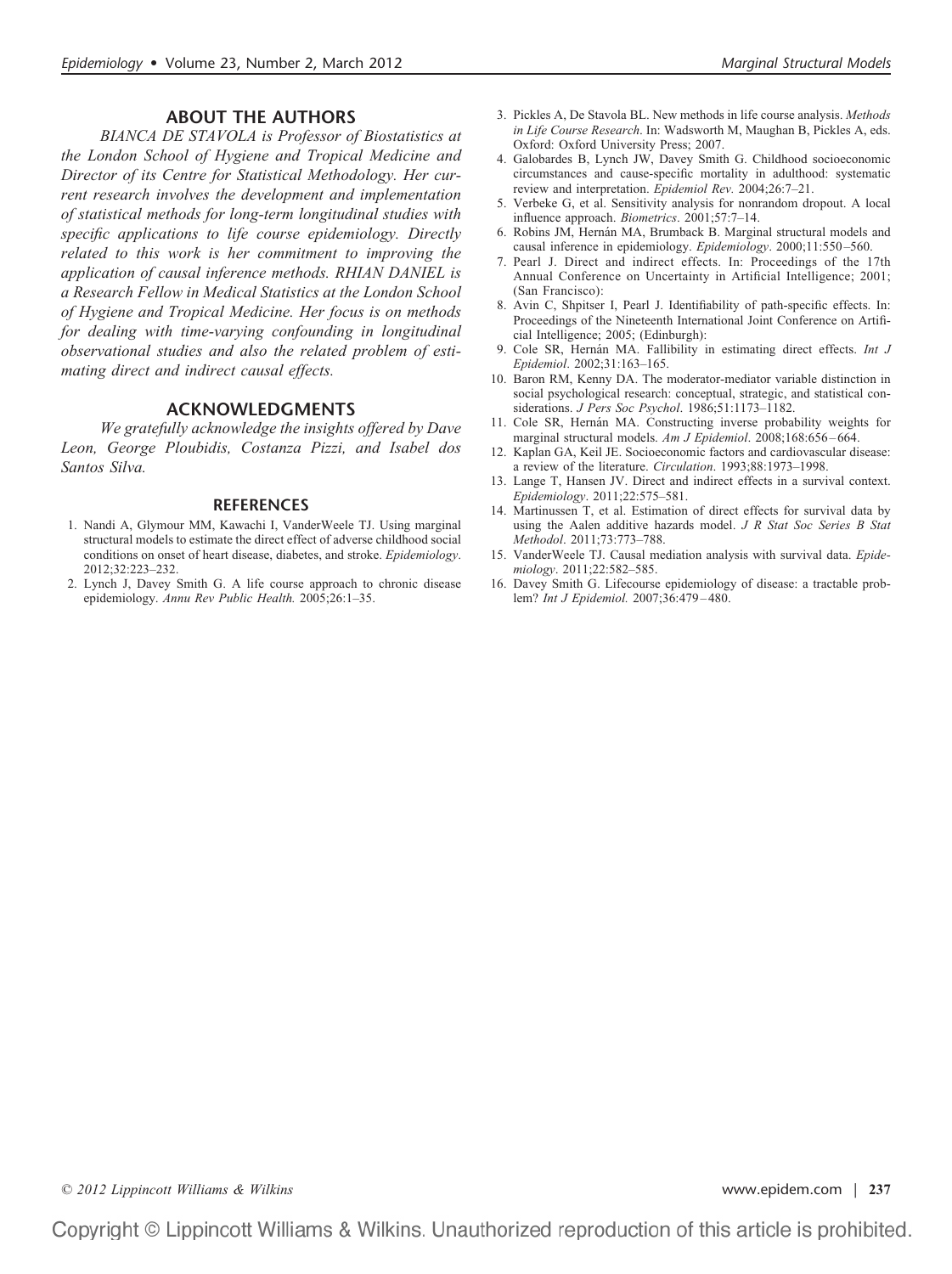## ABOUT THE AUTHORS

*BIANCA DE STAVOLA is Professor of Biostatistics at the London School of Hygiene and Tropical Medicine and Director of its Centre for Statistical Methodology. Her current research involves the development and implementation of statistical methods for long-term longitudinal studies with specific applications to life course epidemiology. Directly related to this work is her commitment to improving the application of causal inference methods. RHIAN DANIEL is a Research Fellow in Medical Statistics at the London School of Hygiene and Tropical Medicine. Her focus is on methods for dealing with time-varying confounding in longitudinal observational studies and also the related problem of estimating direct and indirect causal effects.*

## ACKNOWLEDGMENTS

*We gratefully acknowledge the insights offered by Dave Leon, George Ploubidis, Costanza Pizzi, and Isabel dos Santos Silva.*

## REFERENCES

1. Nandi A, Glymour MM, Kawachi I, VanderWeele TJ. Using marginal structural models to estimate the direct effect of adverse childhood social conditions on onset of heart disease, diabetes, and stroke. *Epidemiology*. 2012;32:223–232.
2. Lynch J, Davey Smith G. A life course approach to chronic disease epidemiology. *Annu Rev Public Health.* 2005;26:1–35.
3. Pickles A, De Stavola BL. New methods in life course analysis. *Methods in Life Course Research*. In: Wadsworth M, Maughan B, Pickles A, eds. Oxford: Oxford University Press; 2007.
4. Galobardes B, Lynch JW, Davey Smith G. Childhood socioeconomic circumstances and cause-specific mortality in adulthood: systematic review and interpretation. *Epidemiol Rev.* 2004;26:7–21.
5. Verbeke G, et al. Sensitivity analysis for nonrandom dropout. A local influence approach. *Biometrics*. 2001;57:7–14.
6. Robins JM, Hernán MA, Brumback B. Marginal structural models and causal inference in epidemiology. *Epidemiology*. 2000;11:550–560.
7. Pearl J. Direct and indirect effects. In: Proceedings of the 17th Annual Conference on Uncertainty in Artificial Intelligence; 2001; (San Francisco):
8. Avin C, Shpitser I, Pearl J. Identifiability of path-specific effects. In: Proceedings of the Nineteenth International Joint Conference on Artificial Intelligence; 2005; (Edinburgh):
9. Cole SR, Hernán MA. Fallibility in estimating direct effects. *Int J Epidemiol*. 2002;31:163–165.
10. Baron RM, Kenny DA. The moderator-mediator variable distinction in social psychological research: conceptual, strategic, and statistical considerations. *J Pers Soc Psychol*. 1986;51:1173–1182.
11. Cole SR, Hernán MA. Constructing inverse probability weights for marginal structural models. *Am J Epidemiol*. 2008;168:656–664.
12. Kaplan GA, Keil JE. Socioeconomic factors and cardiovascular disease: a review of the literature. *Circulation*. 1993;88:1973–1998.
13. Lange T, Hansen JV. Direct and indirect effects in a survival context. *Epidemiology*. 2011;22:575–581.
14. Martinussen T, et al. Estimation of direct effects for survival data by using the Aalen additive hazards model. *J R Stat Soc Series B Stat Methodol*. 2011;73:773–788.
15. VanderWeele TJ. Causal mediation analysis with survival data. *Epidemiology*. 2011;22:582–585.
16. Davey Smith G. Lifecourse epidemiology of disease: a tractable problem? *Int J Epidemiol.* 2007;36:479–480.